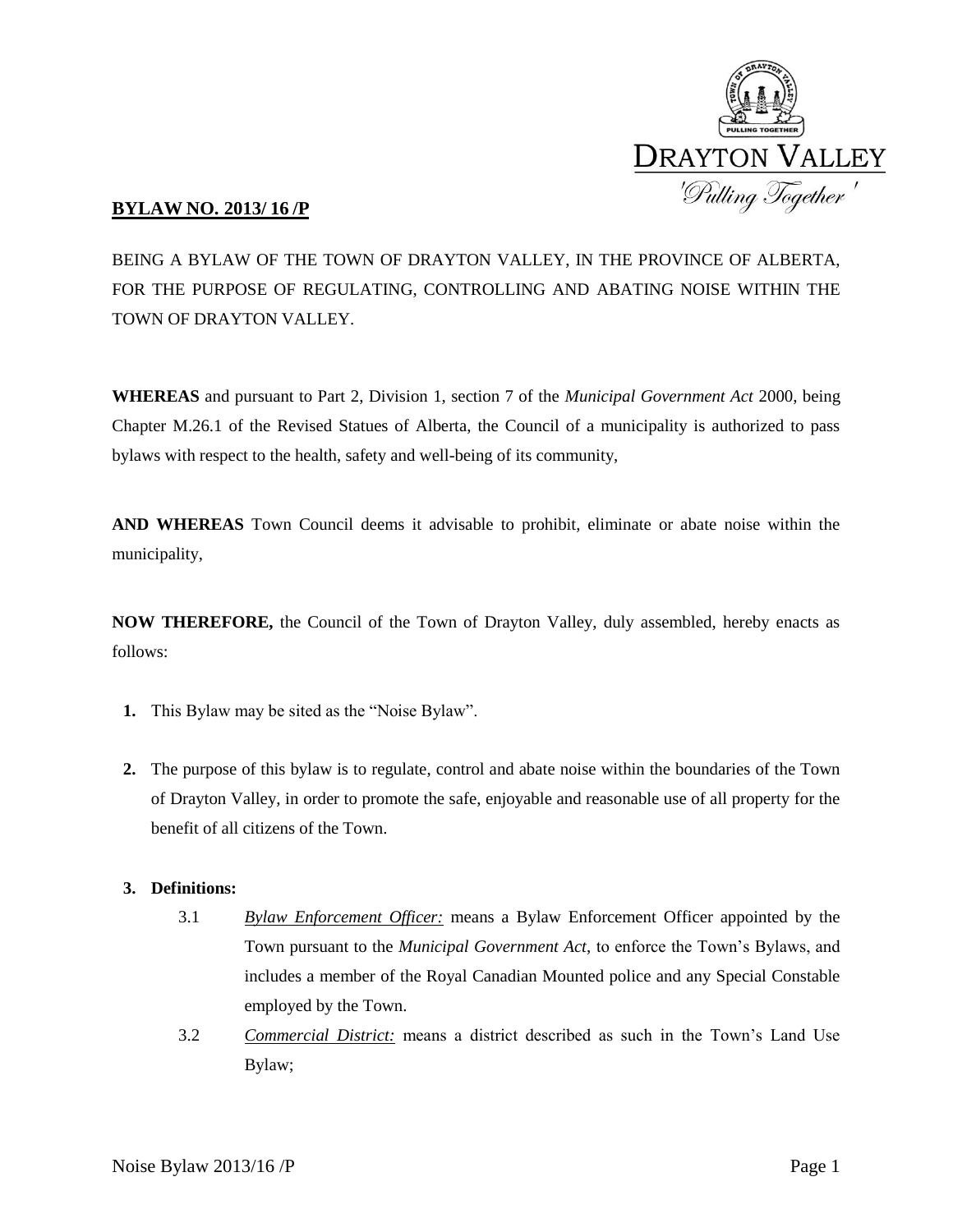DRAYTON VALLEY

'Pulling Together'

**BYLAW NO. 2013/ 16 /P**

BEING A BYLAW OF THE TOWN OF DRAYTON VALLEY, IN THE PROVINCE OF ALBERTA, FOR THE PURPOSE OF REGULATING, CONTROLLING AND ABATING NOISE WITHIN THE TOWN OF DRAYTON VALLEY.

**WHEREAS** and pursuant to Part 2, Division 1, section 7 of the *Municipal Government Act* 2000, being Chapter M.26.1 of the Revised Statues of Alberta, the Council of a municipality is authorized to pass bylaws with respect to the health, safety and well-being of its community,

**AND WHEREAS** Town Council deems it advisable to prohibit, eliminate or abate noise within the municipality,

**NOW THEREFORE,** the Council of the Town of Drayton Valley, duly assembled, hereby enacts as follows:

1. This Bylaw may be sited as the "Noise Bylaw".

2. The purpose of this bylaw is to regulate, control and abate noise within the boundaries of the Town of Drayton Valley, in order to promote the safe, enjoyable and reasonable use of all property for the benefit of all citizens of the Town.

3. **Definitions:**

   3.1 *Bylaw Enforcement Officer:* means a Bylaw Enforcement Officer appointed by the Town pursuant to the *Municipal Government Act*, to enforce the Town's Bylaws, and includes a member of the Royal Canadian Mounted police and any Special Constable employed by the Town.

   3.2 *Commercial District:* means a district described as such in the Town's Land Use Bylaw;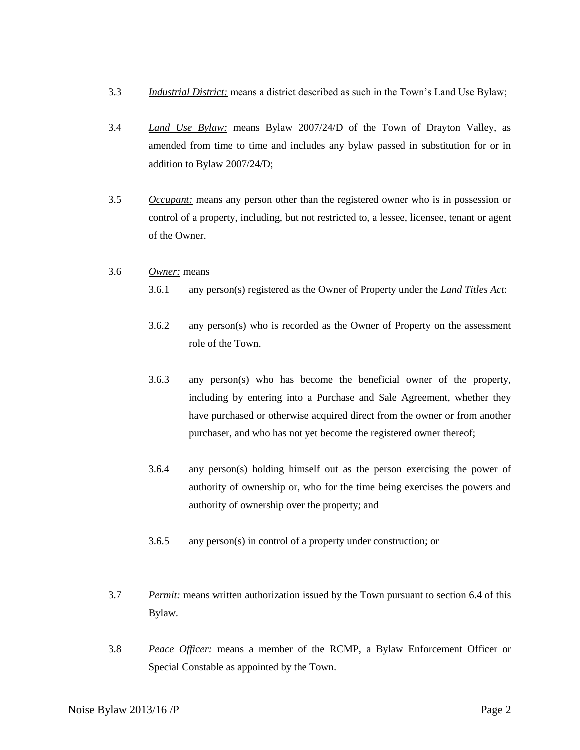3.3 *Industrial District:* means a district described as such in the Town's Land Use Bylaw;

3.4 *Land Use Bylaw:* means Bylaw 2007/24/D of the Town of Drayton Valley, as amended from time to time and includes any bylaw passed in substitution for or in addition to Bylaw 2007/24/D;

3.5 *Occupant:* means any person other than the registered owner who is in possession or control of a property, including, but not restricted to, a lessee, licensee, tenant or agent of the Owner.

3.6 *Owner:* means

3.6.1 any person(s) registered as the Owner of Property under the *Land Titles Act*:

3.6.2 any person(s) who is recorded as the Owner of Property on the assessment role of the Town.

3.6.3 any person(s) who has become the beneficial owner of the property, including by entering into a Purchase and Sale Agreement, whether they have purchased or otherwise acquired direct from the owner or from another purchaser, and who has not yet become the registered owner thereof;

3.6.4 any person(s) holding himself out as the person exercising the power of authority of ownership or, who for the time being exercises the powers and authority of ownership over the property; and

3.6.5 any person(s) in control of a property under construction; or

3.7 *Permit:* means written authorization issued by the Town pursuant to section 6.4 of this Bylaw.

3.8 *Peace Officer:* means a member of the RCMP, a Bylaw Enforcement Officer or Special Constable as appointed by the Town.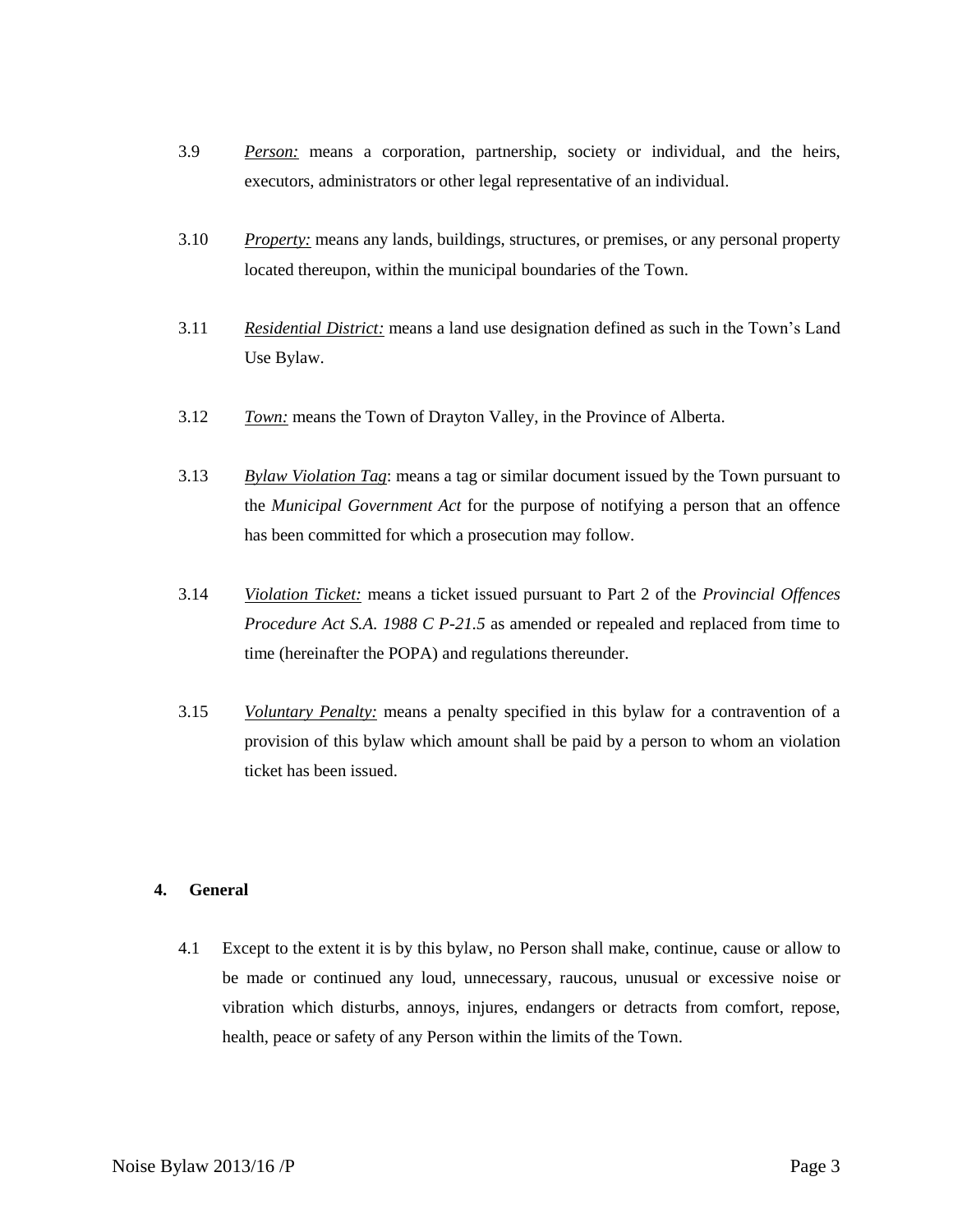3.9 *Person:* means a corporation, partnership, society or individual, and the heirs, executors, administrators or other legal representative of an individual.

3.10 *Property:* means any lands, buildings, structures, or premises, or any personal property located thereupon, within the municipal boundaries of the Town.

3.11 *Residential District:* means a land use designation defined as such in the Town's Land Use Bylaw.

3.12 *Town:* means the Town of Drayton Valley, in the Province of Alberta.

3.13 *Bylaw Violation Tag*: means a tag or similar document issued by the Town pursuant to the *Municipal Government Act* for the purpose of notifying a person that an offence has been committed for which a prosecution may follow.

3.14 *Violation Ticket:* means a ticket issued pursuant to Part 2 of the *Provincial Offences Procedure Act S.A. 1988 C P-21.5* as amended or repealed and replaced from time to time (hereinafter the POPA) and regulations thereunder.

3.15 *Voluntary Penalty:* means a penalty specified in this bylaw for a contravention of a provision of this bylaw which amount shall be paid by a person to whom an violation ticket has been issued.

## 4. General

4.1 Except to the extent it is by this bylaw, no Person shall make, continue, cause or allow to be made or continued any loud, unnecessary, raucous, unusual or excessive noise or vibration which disturbs, annoys, injures, endangers or detracts from comfort, repose, health, peace or safety of any Person within the limits of the Town.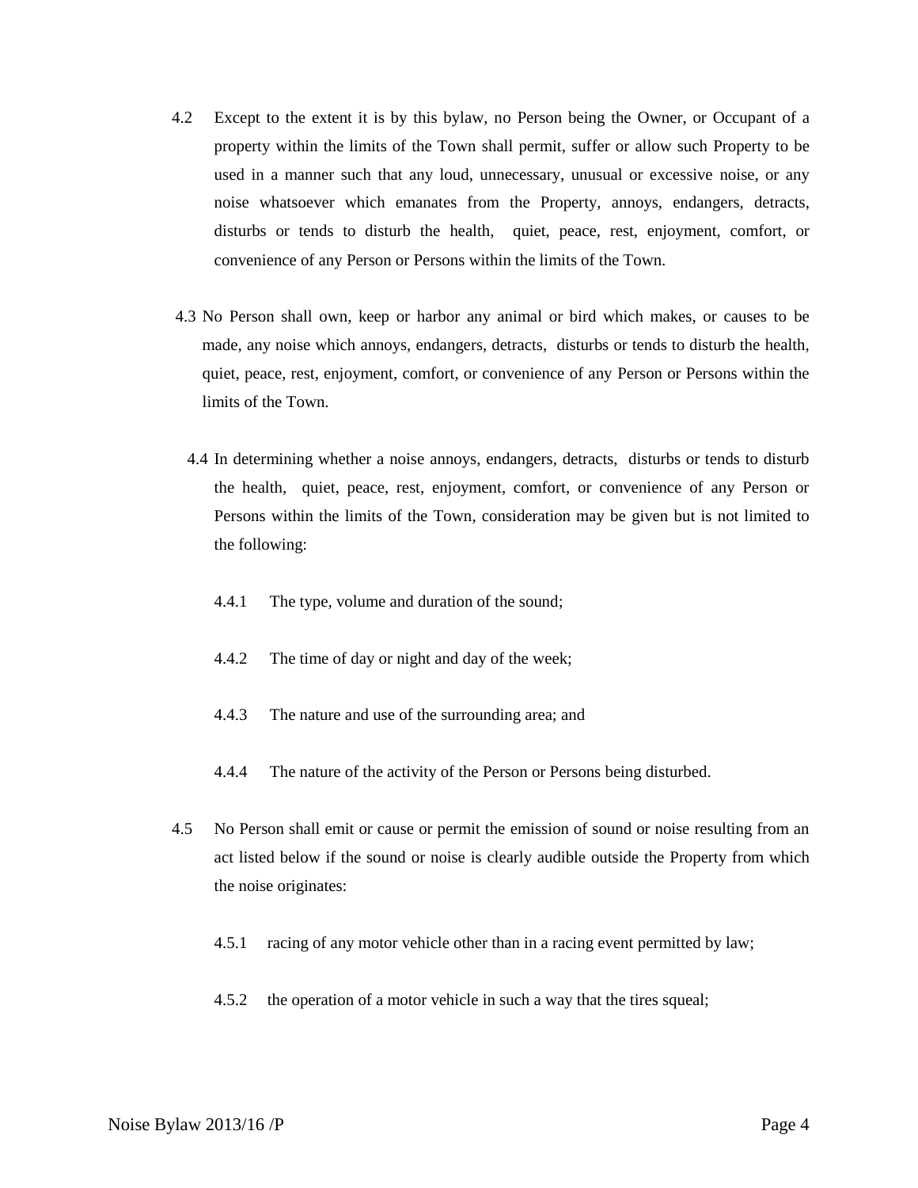4.2 Except to the extent it is by this bylaw, no Person being the Owner, or Occupant of a property within the limits of the Town shall permit, suffer or allow such Property to be used in a manner such that any loud, unnecessary, unusual or excessive noise, or any noise whatsoever which emanates from the Property, annoys, endangers, detracts, disturbs or tends to disturb the health, quiet, peace, rest, enjoyment, comfort, or convenience of any Person or Persons within the limits of the Town.

4.3 No Person shall own, keep or harbor any animal or bird which makes, or causes to be made, any noise which annoys, endangers, detracts, disturbs or tends to disturb the health, quiet, peace, rest, enjoyment, comfort, or convenience of any Person or Persons within the limits of the Town.

4.4 In determining whether a noise annoys, endangers, detracts, disturbs or tends to disturb the health, quiet, peace, rest, enjoyment, comfort, or convenience of any Person or Persons within the limits of the Town, consideration may be given but is not limited to the following:

4.4.1 The type, volume and duration of the sound;

4.4.2 The time of day or night and day of the week;

4.4.3 The nature and use of the surrounding area; and

4.4.4 The nature of the activity of the Person or Persons being disturbed.

4.5 No Person shall emit or cause or permit the emission of sound or noise resulting from an act listed below if the sound or noise is clearly audible outside the Property from which the noise originates:

4.5.1 racing of any motor vehicle other than in a racing event permitted by law;

4.5.2 the operation of a motor vehicle in such a way that the tires squeal;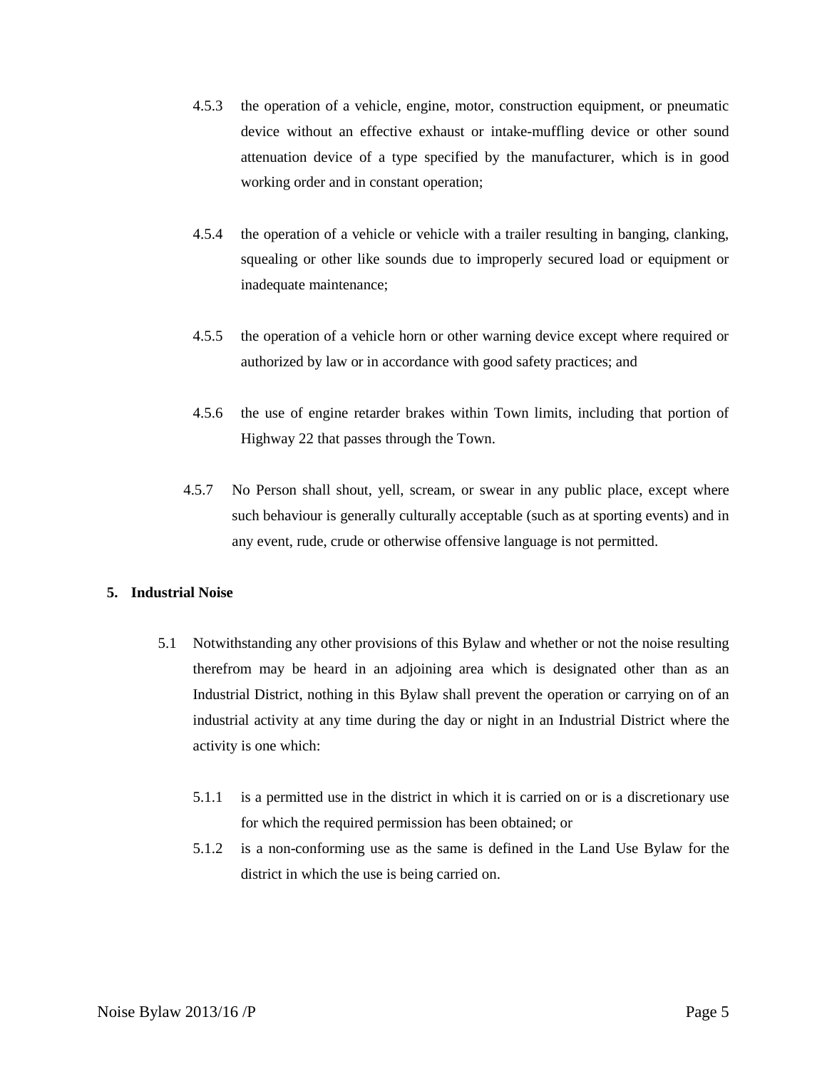4.5.3 the operation of a vehicle, engine, motor, construction equipment, or pneumatic device without an effective exhaust or intake-muffling device or other sound attenuation device of a type specified by the manufacturer, which is in good working order and in constant operation;

4.5.4 the operation of a vehicle or vehicle with a trailer resulting in banging, clanking, squealing or other like sounds due to improperly secured load or equipment or inadequate maintenance;

4.5.5 the operation of a vehicle horn or other warning device except where required or authorized by law or in accordance with good safety practices; and

4.5.6 the use of engine retarder brakes within Town limits, including that portion of Highway 22 that passes through the Town.

4.5.7 No Person shall shout, yell, scream, or swear in any public place, except where such behaviour is generally culturally acceptable (such as at sporting events) and in any event, rude, crude or otherwise offensive language is not permitted.

**5. Industrial Noise**

5.1 Notwithstanding any other provisions of this Bylaw and whether or not the noise resulting therefrom may be heard in an adjoining area which is designated other than as an Industrial District, nothing in this Bylaw shall prevent the operation or carrying on of an industrial activity at any time during the day or night in an Industrial District where the activity is one which:

5.1.1 is a permitted use in the district in which it is carried on or is a discretionary use for which the required permission has been obtained; or

5.1.2 is a non-conforming use as the same is defined in the Land Use Bylaw for the district in which the use is being carried on.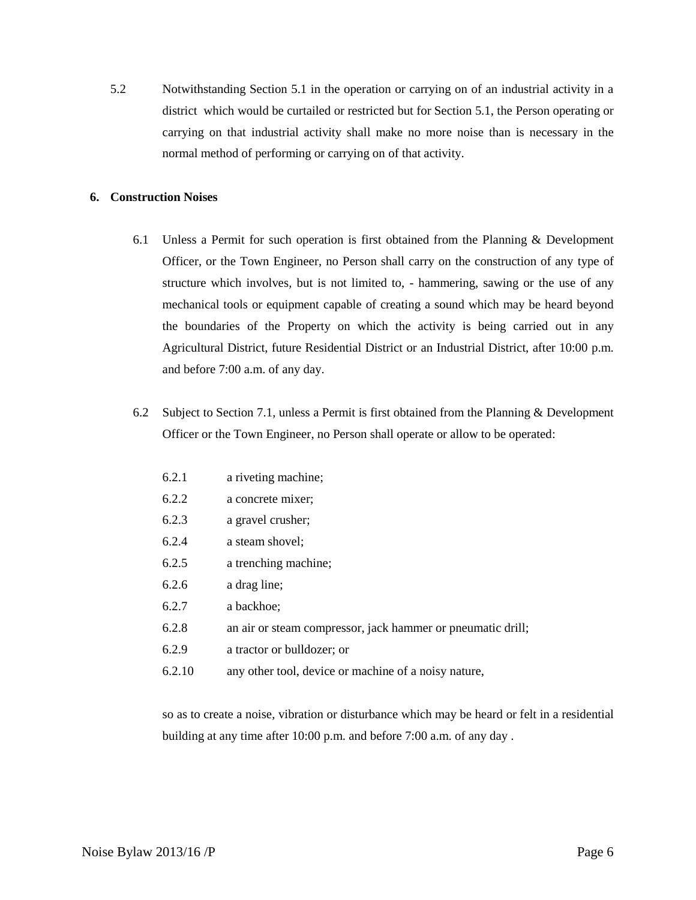5.2 Notwithstanding Section 5.1 in the operation or carrying on of an industrial activity in a district which would be curtailed or restricted but for Section 5.1, the Person operating or carrying on that industrial activity shall make no more noise than is necessary in the normal method of performing or carrying on of that activity.

## 6. Construction Noises

6.1 Unless a Permit for such operation is first obtained from the Planning & Development Officer, or the Town Engineer, no Person shall carry on the construction of any type of structure which involves, but is not limited to, - hammering, sawing or the use of any mechanical tools or equipment capable of creating a sound which may be heard beyond the boundaries of the Property on which the activity is being carried out in any Agricultural District, future Residential District or an Industrial District, after 10:00 p.m. and before 7:00 a.m. of any day.

6.2 Subject to Section 7.1, unless a Permit is first obtained from the Planning & Development Officer or the Town Engineer, no Person shall operate or allow to be operated:

6.2.1 a riveting machine;
6.2.2 a concrete mixer;
6.2.3 a gravel crusher;
6.2.4 a steam shovel;
6.2.5 a trenching machine;
6.2.6 a drag line;
6.2.7 a backhoe;
6.2.8 an air or steam compressor, jack hammer or pneumatic drill;
6.2.9 a tractor or bulldozer; or
6.2.10 any other tool, device or machine of a noisy nature,

so as to create a noise, vibration or disturbance which may be heard or felt in a residential building at any time after 10:00 p.m. and before 7:00 a.m. of any day .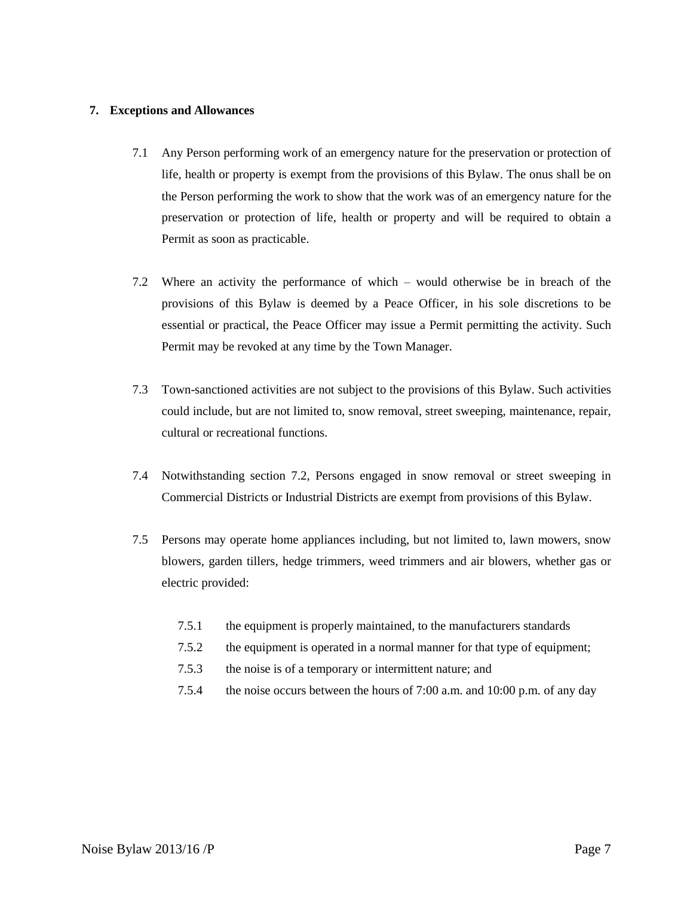## 7. Exceptions and Allowances

7.1 Any Person performing work of an emergency nature for the preservation or protection of life, health or property is exempt from the provisions of this Bylaw. The onus shall be on the Person performing the work to show that the work was of an emergency nature for the preservation or protection of life, health or property and will be required to obtain a Permit as soon as practicable.

7.2 Where an activity the performance of which – would otherwise be in breach of the provisions of this Bylaw is deemed by a Peace Officer, in his sole discretions to be essential or practical, the Peace Officer may issue a Permit permitting the activity. Such Permit may be revoked at any time by the Town Manager.

7.3 Town-sanctioned activities are not subject to the provisions of this Bylaw. Such activities could include, but are not limited to, snow removal, street sweeping, maintenance, repair, cultural or recreational functions.

7.4 Notwithstanding section 7.2, Persons engaged in snow removal or street sweeping in Commercial Districts or Industrial Districts are exempt from provisions of this Bylaw.

7.5 Persons may operate home appliances including, but not limited to, lawn mowers, snow blowers, garden tillers, hedge trimmers, weed trimmers and air blowers, whether gas or electric provided:

- 7.5.1 the equipment is properly maintained, to the manufacturers standards
- 7.5.2 the equipment is operated in a normal manner for that type of equipment;
- 7.5.3 the noise is of a temporary or intermittent nature; and
- 7.5.4 the noise occurs between the hours of 7:00 a.m. and 10:00 p.m. of any day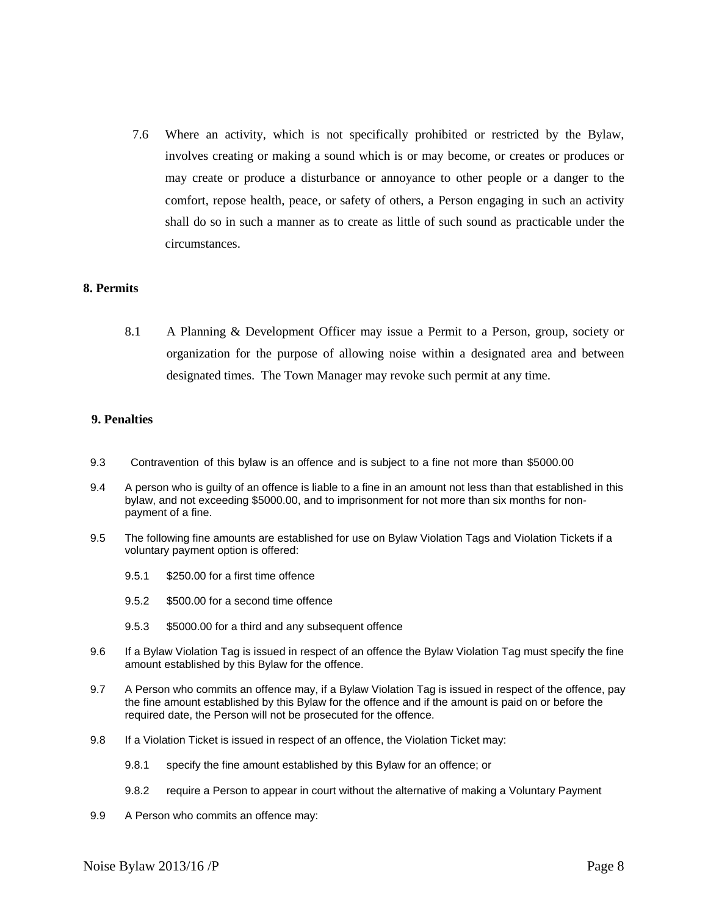7.6 Where an activity, which is not specifically prohibited or restricted by the Bylaw, involves creating or making a sound which is or may become, or creates or produces or may create or produce a disturbance or annoyance to other people or a danger to the comfort, repose health, peace, or safety of others, a Person engaging in such an activity shall do so in such a manner as to create as little of such sound as practicable under the circumstances.

## 8. Permits

8.1 A Planning & Development Officer may issue a Permit to a Person, group, society or organization for the purpose of allowing noise within a designated area and between designated times. The Town Manager may revoke such permit at any time.

## 9. Penalties

9.3 Contravention of this bylaw is an offence and is subject to a fine not more than $5000.00

9.4 A person who is guilty of an offence is liable to a fine in an amount not less than that established in this bylaw, and not exceeding $5000.00, and to imprisonment for not more than six months for non-payment of a fine.

9.5 The following fine amounts are established for use on Bylaw Violation Tags and Violation Tickets if a voluntary payment option is offered:

9.5.1 $250.00 for a first time offence

9.5.2 $500.00 for a second time offence

9.5.3 $5000.00 for a third and any subsequent offence

9.6 If a Bylaw Violation Tag is issued in respect of an offence the Bylaw Violation Tag must specify the fine amount established by this Bylaw for the offence.

9.7 A Person who commits an offence may, if a Bylaw Violation Tag is issued in respect of the offence, pay the fine amount established by this Bylaw for the offence and if the amount is paid on or before the required date, the Person will not be prosecuted for the offence.

9.8 If a Violation Ticket is issued in respect of an offence, the Violation Ticket may:

9.8.1 specify the fine amount established by this Bylaw for an offence; or

9.8.2 require a Person to appear in court without the alternative of making a Voluntary Payment

9.9 A Person who commits an offence may: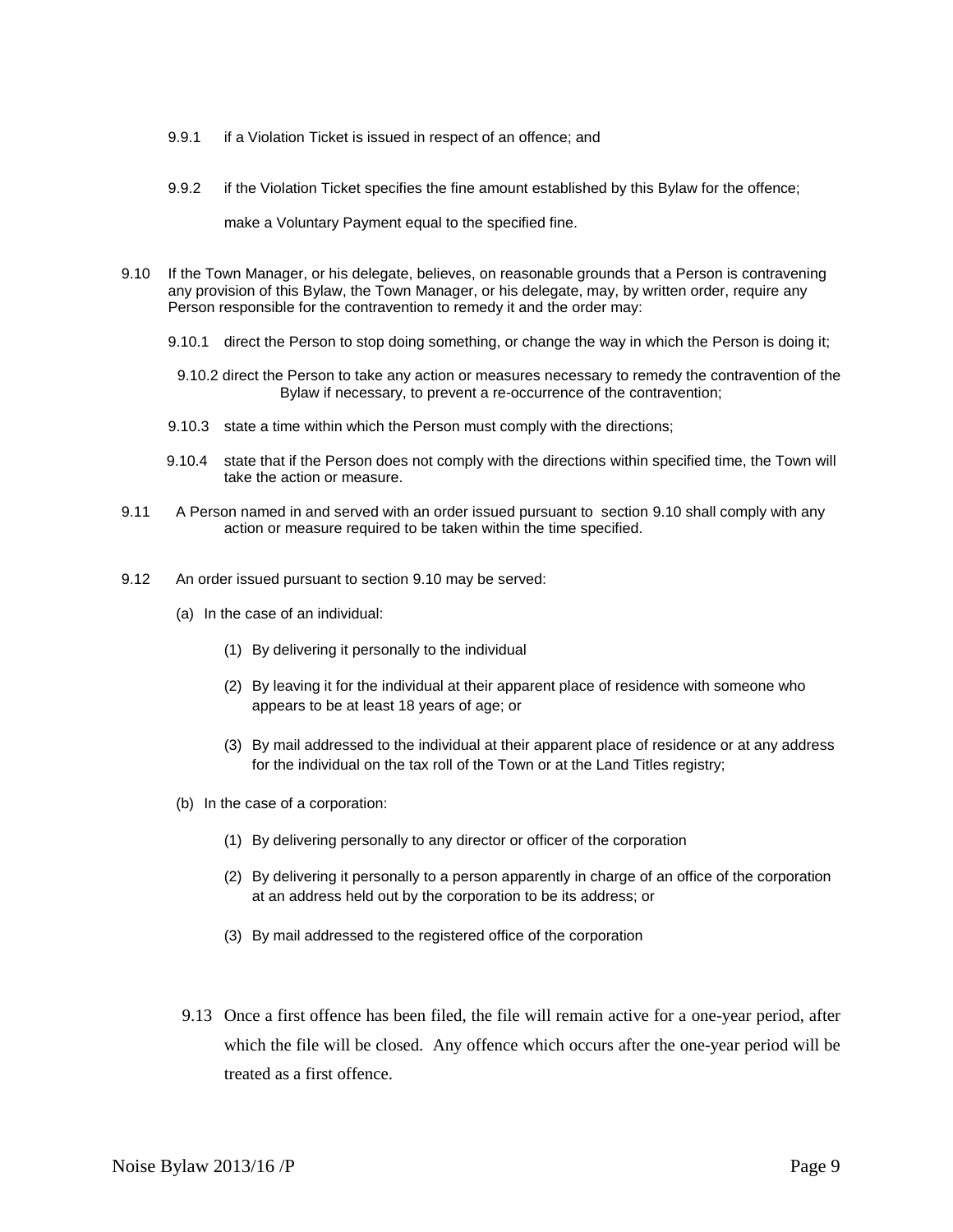9.9.1 if a Violation Ticket is issued in respect of an offence; and

9.9.2 if the Violation Ticket specifies the fine amount established by this Bylaw for the offence;

make a Voluntary Payment equal to the specified fine.

9.10 If the Town Manager, or his delegate, believes, on reasonable grounds that a Person is contravening any provision of this Bylaw, the Town Manager, or his delegate, may, by written order, require any Person responsible for the contravention to remedy it and the order may:

9.10.1 direct the Person to stop doing something, or change the way in which the Person is doing it;

9.10.2 direct the Person to take any action or measures necessary to remedy the contravention of the Bylaw if necessary, to prevent a re-occurrence of the contravention;

9.10.3 state a time within which the Person must comply with the directions;

9.10.4 state that if the Person does not comply with the directions within specified time, the Town will take the action or measure.

9.11 A Person named in and served with an order issued pursuant to section 9.10 shall comply with any action or measure required to be taken within the time specified.

9.12 An order issued pursuant to section 9.10 may be served:

(a) In the case of an individual:

(1) By delivering it personally to the individual

(2) By leaving it for the individual at their apparent place of residence with someone who appears to be at least 18 years of age; or

(3) By mail addressed to the individual at their apparent place of residence or at any address for the individual on the tax roll of the Town or at the Land Titles registry;

(b) In the case of a corporation:

(1) By delivering personally to any director or officer of the corporation

(2) By delivering it personally to a person apparently in charge of an office of the corporation at an address held out by the corporation to be its address; or

(3) By mail addressed to the registered office of the corporation

9.13 Once a first offence has been filed, the file will remain active for a one-year period, after which the file will be closed. Any offence which occurs after the one-year period will be treated as a first offence.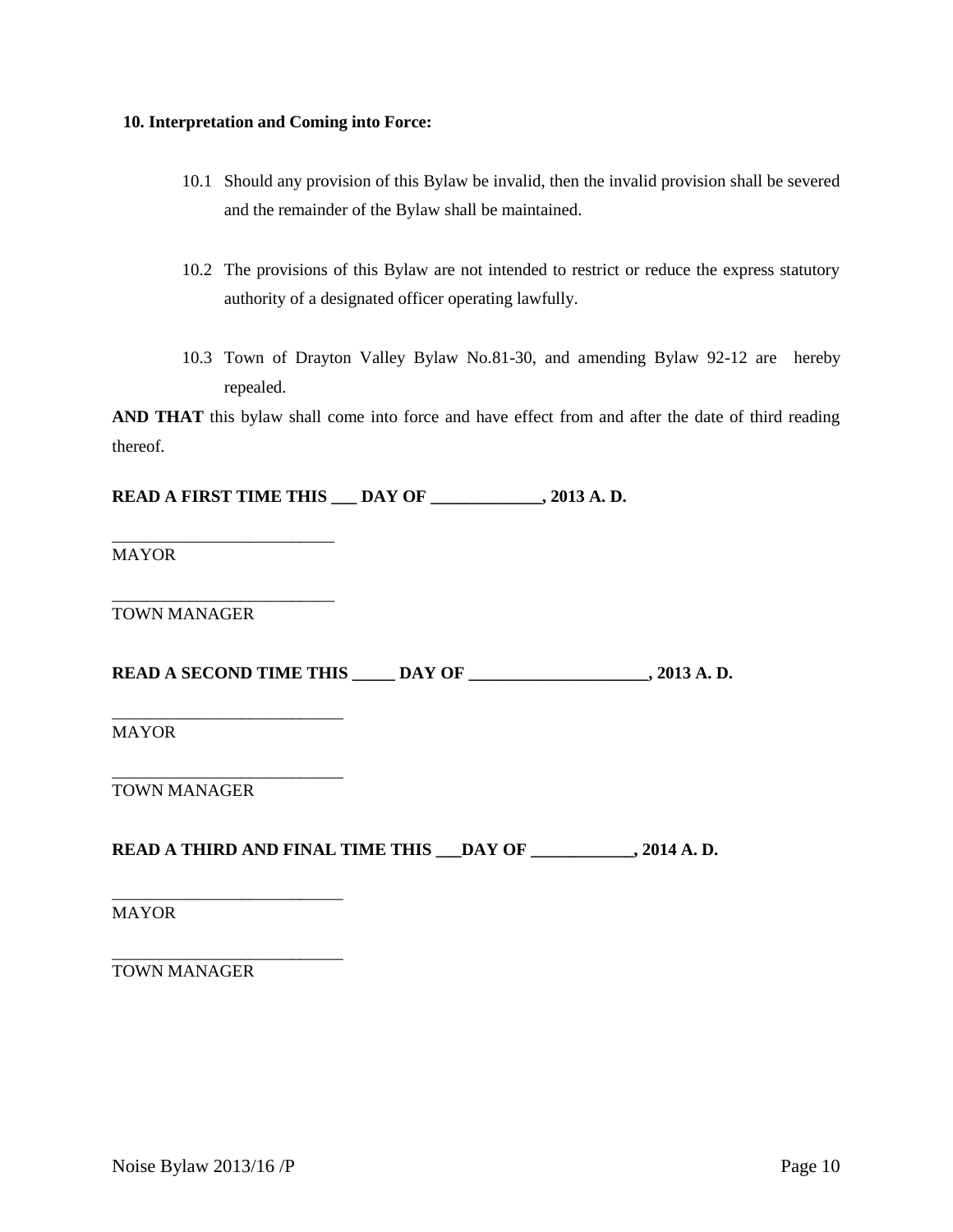**10. Interpretation and Coming into Force:**

10.1 Should any provision of this Bylaw be invalid, then the invalid provision shall be severed and the remainder of the Bylaw shall be maintained.

10.2 The provisions of this Bylaw are not intended to restrict or reduce the express statutory authority of a designated officer operating lawfully.

10.3 Town of Drayton Valley Bylaw No.81-30, and amending Bylaw 92-12 are hereby repealed.

**AND THAT** this bylaw shall come into force and have effect from and after the date of third reading thereof.

**READ A FIRST TIME THIS ___ DAY OF _____________, 2013 A. D.**

__________________________
MAYOR

__________________________
TOWN MANAGER

**READ A SECOND TIME THIS _____ DAY OF _____________________, 2013 A. D.**

___________________________
MAYOR

___________________________
TOWN MANAGER

**READ A THIRD AND FINAL TIME THIS ___DAY OF ____________, 2014 A. D.**

___________________________
MAYOR

___________________________
TOWN MANAGER